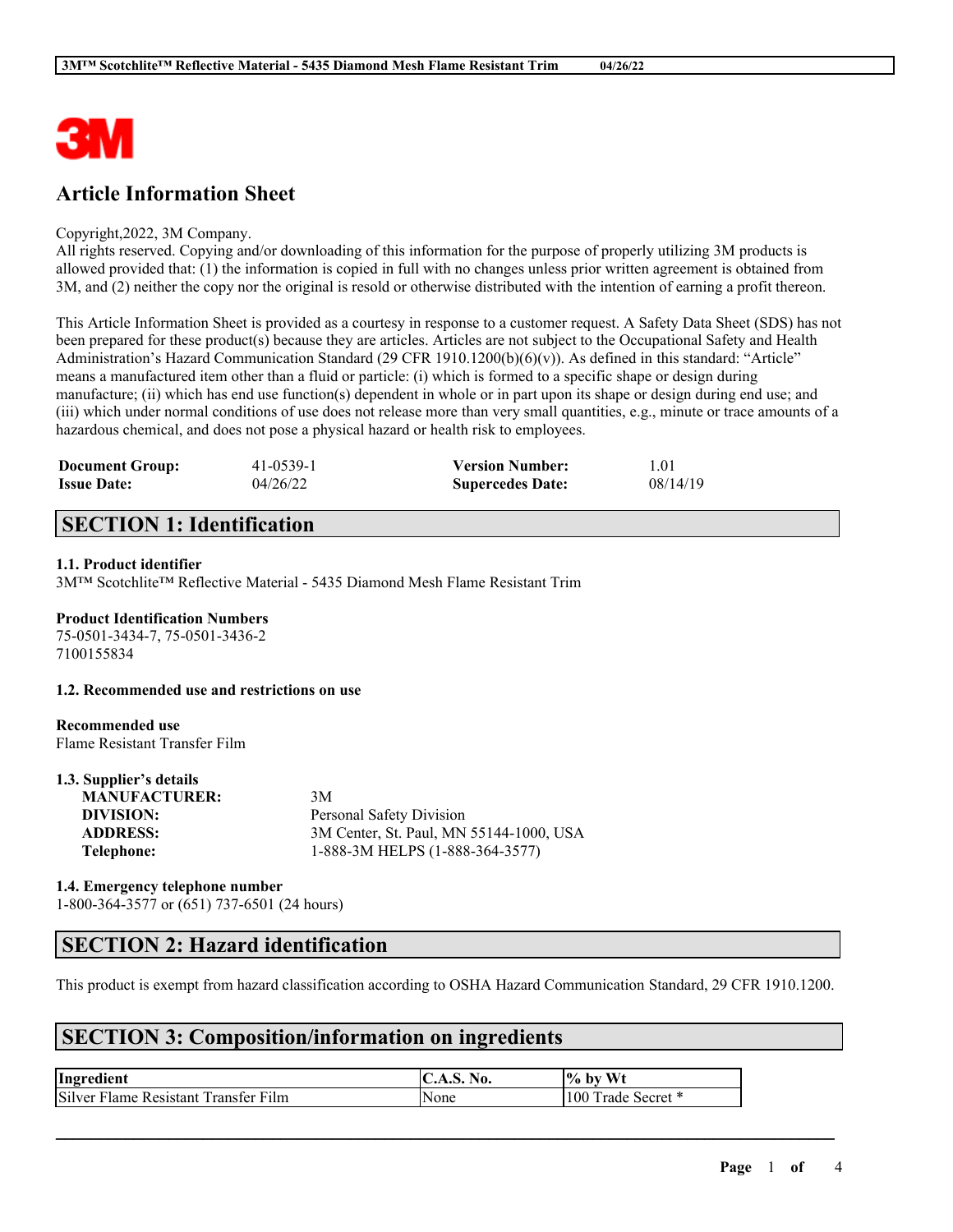# Article Information Sheet

Copyright,2022, 3M Company.
All rights reserved. Copying and/or downloading of this information for the purpose of properly utilizing 3M products is allowed provided that: (1) the information is copied in full with no changes unless prior written agreement is obtained from 3M, and (2) neither the copy nor the original is resold or otherwise distributed with the intention of earning a profit thereon.

This Article Information Sheet is provided as a courtesy in response to a customer request. A Safety Data Sheet (SDS) has not been prepared for these product(s) because they are articles. Articles are not subject to the Occupational Safety and Health Administration's Hazard Communication Standard (29 CFR 1910.1200(b)(6)(v)). As defined in this standard: "Article" means a manufactured item other than a fluid or particle: (i) which is formed to a specific shape or design during manufacture; (ii) which has end use function(s) dependent in whole or in part upon its shape or design during end use; and (iii) which under normal conditions of use does not release more than very small quantities, e.g., minute or trace amounts of a hazardous chemical, and does not pose a physical hazard or health risk to employees.

| | | | |
|---|---|---|---|
| **Document Group:** | 41-0539-1 | **Version Number:** | 1.01 |
| **Issue Date:** | 04/26/22 | **Supercedes Date:** | 08/14/19 |

## SECTION 1: Identification

### 1.1. Product identifier
3M™ Scotchlite™ Reflective Material - 5435 Diamond Mesh Flame Resistant Trim

**Product Identification Numbers**
75-0501-3434-7, 75-0501-3436-2
7100155834

### 1.2. Recommended use and restrictions on use

**Recommended use**
Flame Resistant Transfer Film

### 1.3. Supplier's details

| | |
|---|---|
| **MANUFACTURER:** | 3M |
| **DIVISION:** | Personal Safety Division |
| **ADDRESS:** | 3M Center, St. Paul, MN 55144-1000, USA |
| **Telephone:** | 1-888-3M HELPS (1-888-364-3577) |

### 1.4. Emergency telephone number
1-800-364-3577 or (651) 737-6501 (24 hours)

## SECTION 2: Hazard identification

This product is exempt from hazard classification according to OSHA Hazard Communication Standard, 29 CFR 1910.1200.

## SECTION 3: Composition/information on ingredients

| Ingredient | C.A.S. No. | % by Wt |
|---|---|---|
| Silver Flame Resistant Transfer Film | None | 100 Trade Secret * |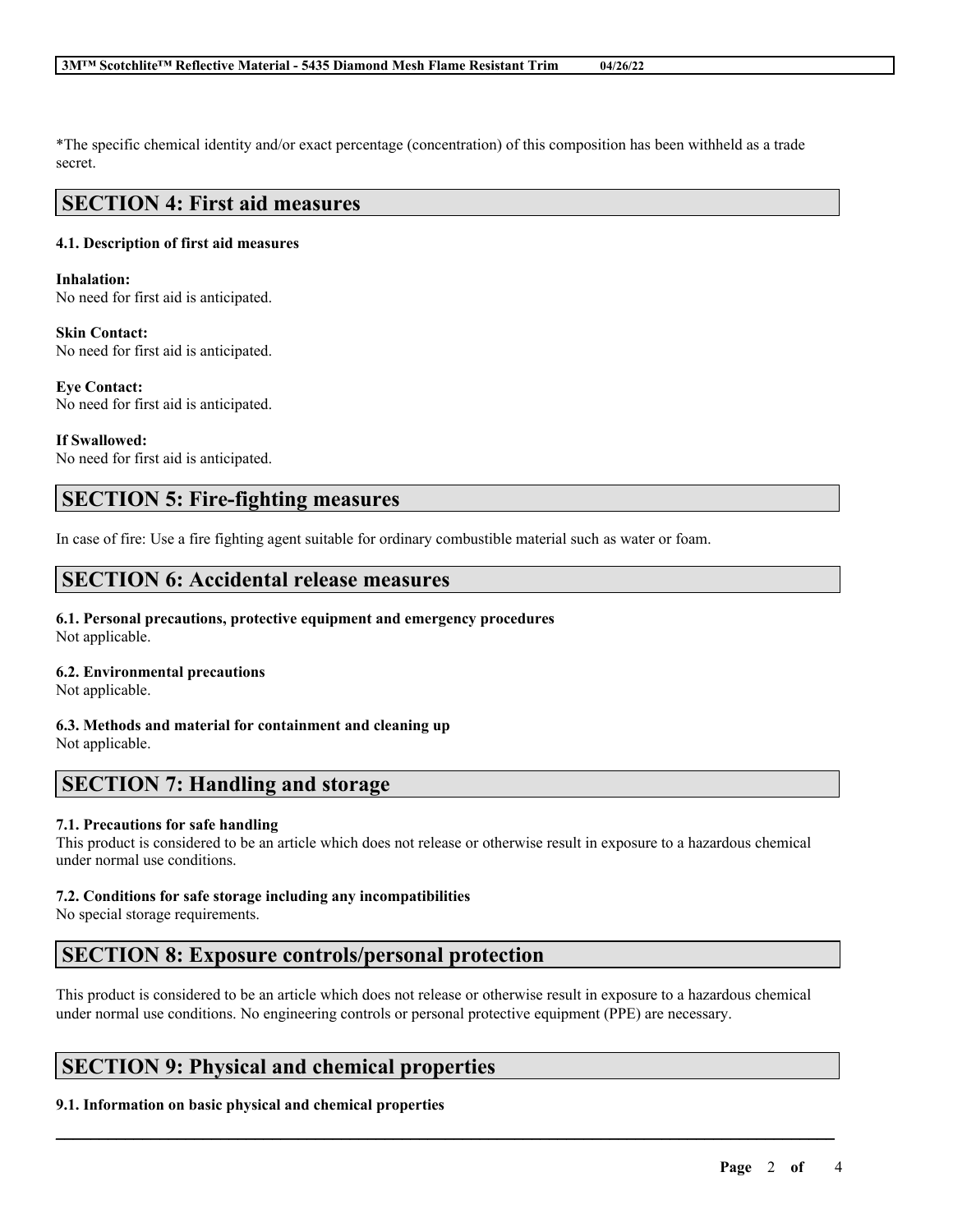*The specific chemical identity and/or exact percentage (concentration) of this composition has been withheld as a trade secret.

## SECTION 4: First aid measures

### 4.1. Description of first aid measures

**Inhalation:**
No need for first aid is anticipated.

**Skin Contact:**
No need for first aid is anticipated.

**Eye Contact:**
No need for first aid is anticipated.

**If Swallowed:**
No need for first aid is anticipated.

## SECTION 5: Fire-fighting measures

In case of fire: Use a fire fighting agent suitable for ordinary combustible material such as water or foam.

## SECTION 6: Accidental release measures

### 6.1. Personal precautions, protective equipment and emergency procedures

Not applicable.

### 6.2. Environmental precautions

Not applicable.

### 6.3. Methods and material for containment and cleaning up

Not applicable.

## SECTION 7: Handling and storage

### 7.1. Precautions for safe handling

This product is considered to be an article which does not release or otherwise result in exposure to a hazardous chemical under normal use conditions.

### 7.2. Conditions for safe storage including any incompatibilities

No special storage requirements.

## SECTION 8: Exposure controls/personal protection

This product is considered to be an article which does not release or otherwise result in exposure to a hazardous chemical under normal use conditions. No engineering controls or personal protective equipment (PPE) are necessary.

## SECTION 9: Physical and chemical properties

### 9.1. Information on basic physical and chemical properties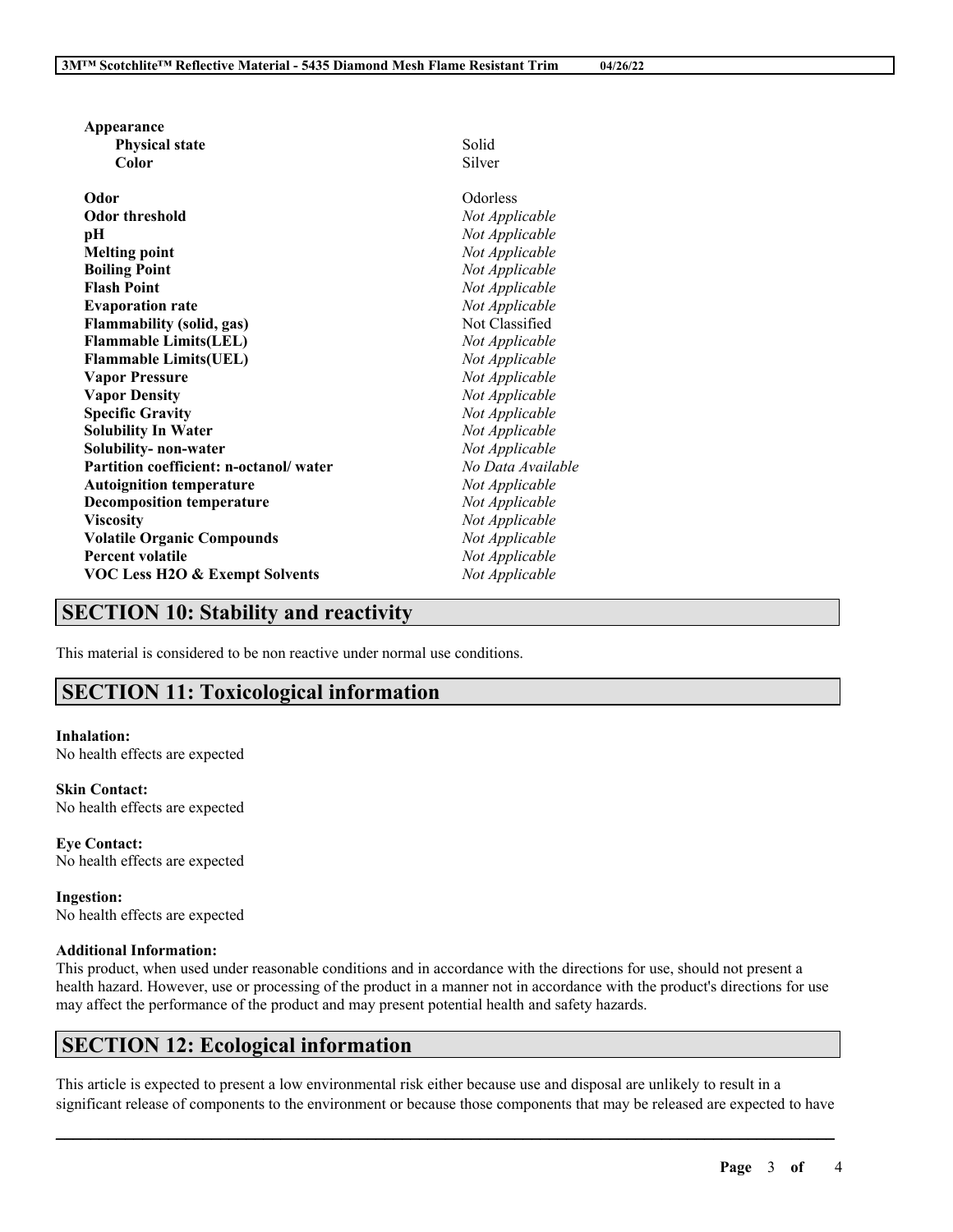| Property | Value |
|---|---|
| **Appearance** | |
| **Physical state** | Solid |
| **Color** | Silver |
| **Odor** | Odorless |
| **Odor threshold** | *Not Applicable* |
| **pH** | *Not Applicable* |
| **Melting point** | *Not Applicable* |
| **Boiling Point** | *Not Applicable* |
| **Flash Point** | *Not Applicable* |
| **Evaporation rate** | *Not Applicable* |
| **Flammability (solid, gas)** | Not Classified |
| **Flammable Limits(LEL)** | *Not Applicable* |
| **Flammable Limits(UEL)** | *Not Applicable* |
| **Vapor Pressure** | *Not Applicable* |
| **Vapor Density** | *Not Applicable* |
| **Specific Gravity** | *Not Applicable* |
| **Solubility In Water** | *Not Applicable* |
| **Solubility- non-water** | *Not Applicable* |
| **Partition coefficient: n-octanol/ water** | *No Data Available* |
| **Autoignition temperature** | *Not Applicable* |
| **Decomposition temperature** | *Not Applicable* |
| **Viscosity** | *Not Applicable* |
| **Volatile Organic Compounds** | *Not Applicable* |
| **Percent volatile** | *Not Applicable* |
| **VOC Less H2O & Exempt Solvents** | *Not Applicable* |

## SECTION 10: Stability and reactivity

This material is considered to be non reactive under normal use conditions.

## SECTION 11: Toxicological information

**Inhalation:**
No health effects are expected

**Skin Contact:**
No health effects are expected

**Eye Contact:**
No health effects are expected

**Ingestion:**
No health effects are expected

**Additional Information:**
This product, when used under reasonable conditions and in accordance with the directions for use, should not present a health hazard. However, use or processing of the product in a manner not in accordance with the product's directions for use may affect the performance of the product and may present potential health and safety hazards.

## SECTION 12: Ecological information

This article is expected to present a low environmental risk either because use and disposal are unlikely to result in a significant release of components to the environment or because those components that may be released are expected to have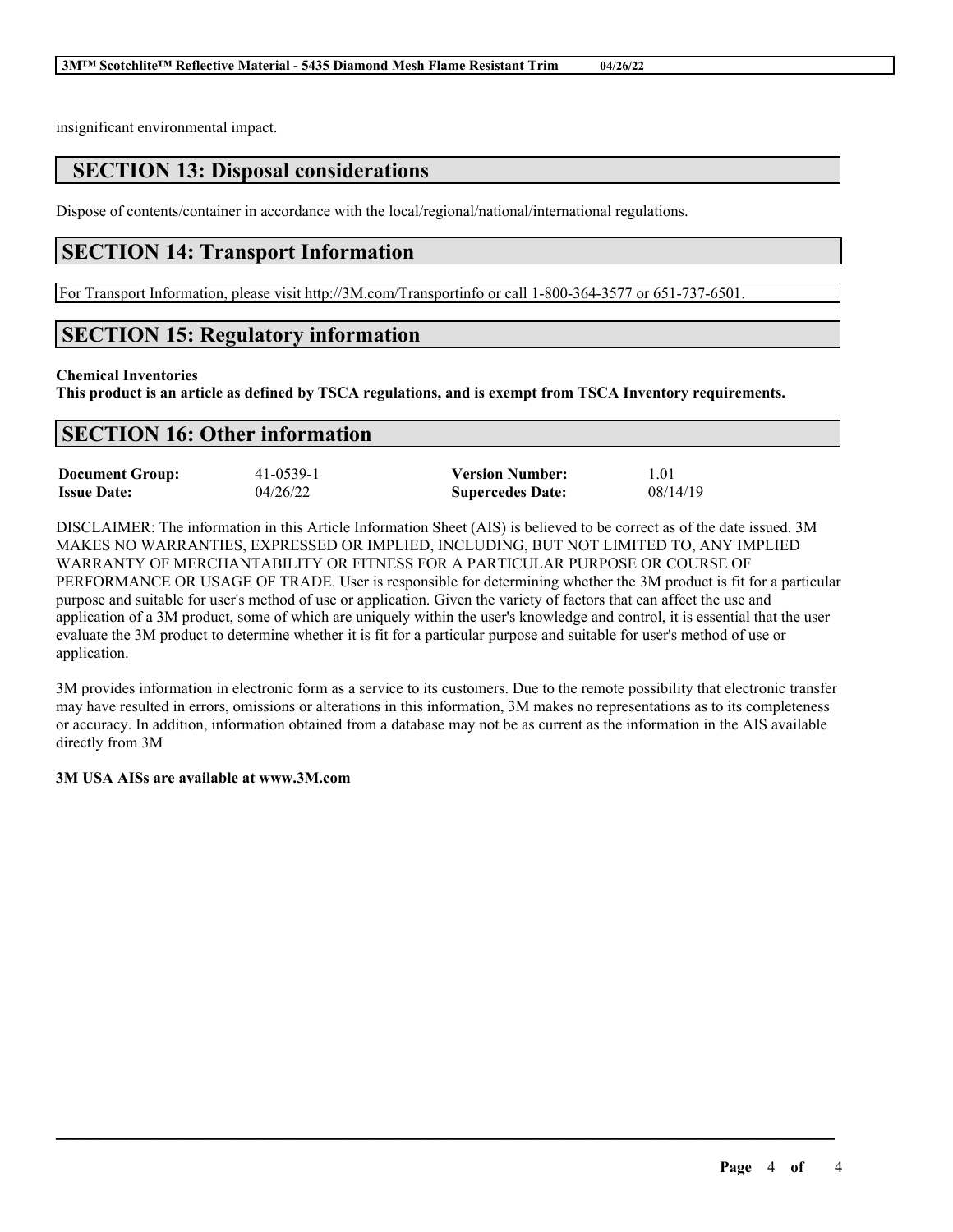insignificant environmental impact.

## SECTION 13: Disposal considerations

Dispose of contents/container in accordance with the local/regional/national/international regulations.

## SECTION 14: Transport Information

For Transport Information, please visit http://3M.com/Transportinfo or call 1-800-364-3577 or 651-737-6501.

## SECTION 15: Regulatory information

**Chemical Inventories**
**This product is an article as defined by TSCA regulations, and is exempt from TSCA Inventory requirements.**

## SECTION 16: Other information

| | | | |
|---|---|---|---|
| **Document Group:** | 41-0539-1 | **Version Number:** | 1.01 |
| **Issue Date:** | 04/26/22 | **Supercedes Date:** | 08/14/19 |

DISCLAIMER: The information in this Article Information Sheet (AIS) is believed to be correct as of the date issued. 3M MAKES NO WARRANTIES, EXPRESSED OR IMPLIED, INCLUDING, BUT NOT LIMITED TO, ANY IMPLIED WARRANTY OF MERCHANTABILITY OR FITNESS FOR A PARTICULAR PURPOSE OR COURSE OF PERFORMANCE OR USAGE OF TRADE. User is responsible for determining whether the 3M product is fit for a particular purpose and suitable for user's method of use or application. Given the variety of factors that can affect the use and application of a 3M product, some of which are uniquely within the user's knowledge and control, it is essential that the user evaluate the 3M product to determine whether it is fit for a particular purpose and suitable for user's method of use or application.

3M provides information in electronic form as a service to its customers. Due to the remote possibility that electronic transfer may have resulted in errors, omissions or alterations in this information, 3M makes no representations as to its completeness or accuracy. In addition, information obtained from a database may not be as current as the information in the AIS available directly from 3M

**3M USA AISs are available at www.3M.com**